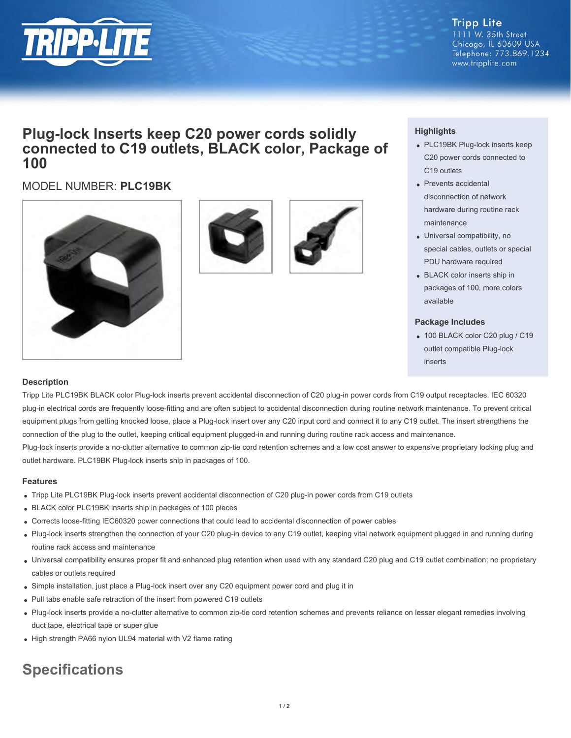Tripp Lite
1111 W. 35th Street
Chicago, IL 60609 USA
Telephone: 773.869.1234
www.tripplite.com

# Plug-lock Inserts keep C20 power cords solidly connected to C19 outlets, BLACK color, Package of 100

MODEL NUMBER: **PLC19BK**

### Highlights

- PLC19BK Plug-lock inserts keep C20 power cords connected to C19 outlets
- Prevents accidental disconnection of network hardware during routine rack maintenance
- Universal compatibility, no special cables, outlets or special PDU hardware required
- BLACK color inserts ship in packages of 100, more colors available

### Package Includes

- 100 BLACK color C20 plug / C19 outlet compatible Plug-lock inserts

### Description

Tripp Lite PLC19BK BLACK color Plug-lock inserts prevent accidental disconnection of C20 plug-in power cords from C19 output receptacles. IEC 60320 plug-in electrical cords are frequently loose-fitting and are often subject to accidental disconnection during routine network maintenance. To prevent critical equipment plugs from getting knocked loose, place a Plug-lock insert over any C20 input cord and connect it to any C19 outlet. The insert strengthens the connection of the plug to the outlet, keeping critical equipment plugged-in and running during routine rack access and maintenance.
Plug-lock inserts provide a no-clutter alternative to common zip-tie cord retention schemes and a low cost answer to expensive proprietary locking plug and outlet hardware. PLC19BK Plug-lock inserts ship in packages of 100.

### Features

- Tripp Lite PLC19BK Plug-lock inserts prevent accidental disconnection of C20 plug-in power cords from C19 outlets
- BLACK color PLC19BK inserts ship in packages of 100 pieces
- Corrects loose-fitting IEC60320 power connections that could lead to accidental disconnection of power cables
- Plug-lock inserts strengthen the connection of your C20 plug-in device to any C19 outlet, keeping vital network equipment plugged in and running during routine rack access and maintenance
- Universal compatibility ensures proper fit and enhanced plug retention when used with any standard C20 plug and C19 outlet combination; no proprietary cables or outlets required
- Simple installation, just place a Plug-lock insert over any C20 equipment power cord and plug it in
- Pull tabs enable safe retraction of the insert from powered C19 outlets
- Plug-lock inserts provide a no-clutter alternative to common zip-tie cord retention schemes and prevents reliance on lesser elegant remedies involving duct tape, electrical tape or super glue
- High strength PA66 nylon UL94 material with V2 flame rating

## Specifications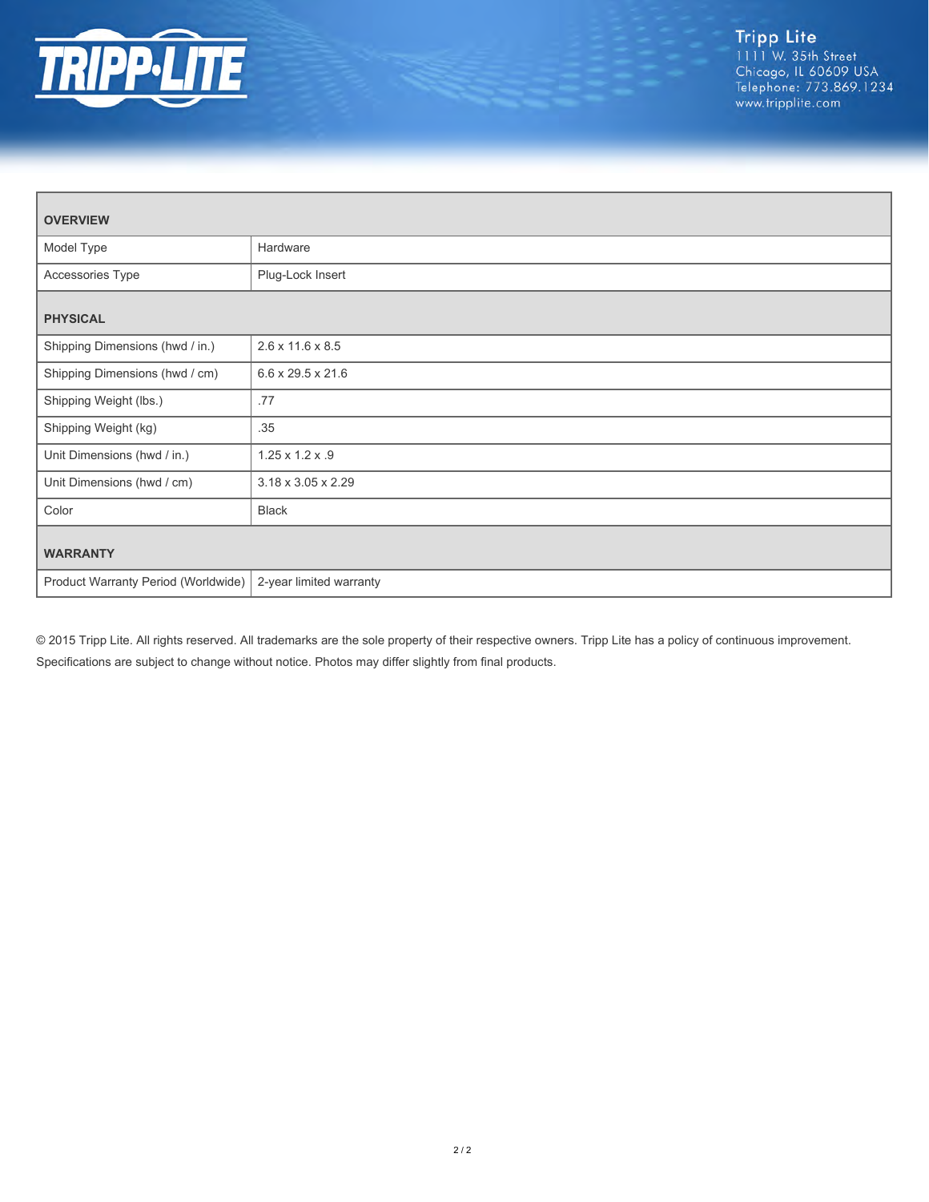Tripp Lite
1111 W. 35th Street
Chicago, IL 60609 USA
Telephone: 773.869.1234
www.tripplite.com

| | |
|---|---|
| **OVERVIEW** | |
| Model Type | Hardware |
| Accessories Type | Plug-Lock Insert |
| **PHYSICAL** | |
| Shipping Dimensions (hwd / in.) | 2.6 x 11.6 x 8.5 |
| Shipping Dimensions (hwd / cm) | 6.6 x 29.5 x 21.6 |
| Shipping Weight (lbs.) | .77 |
| Shipping Weight (kg) | .35 |
| Unit Dimensions (hwd / in.) | 1.25 x 1.2 x .9 |
| Unit Dimensions (hwd / cm) | 3.18 x 3.05 x 2.29 |
| Color | Black |
| **WARRANTY** | |
| Product Warranty Period (Worldwide) | 2-year limited warranty |

© 2015 Tripp Lite. All rights reserved. All trademarks are the sole property of their respective owners. Tripp Lite has a policy of continuous improvement. Specifications are subject to change without notice. Photos may differ slightly from final products.